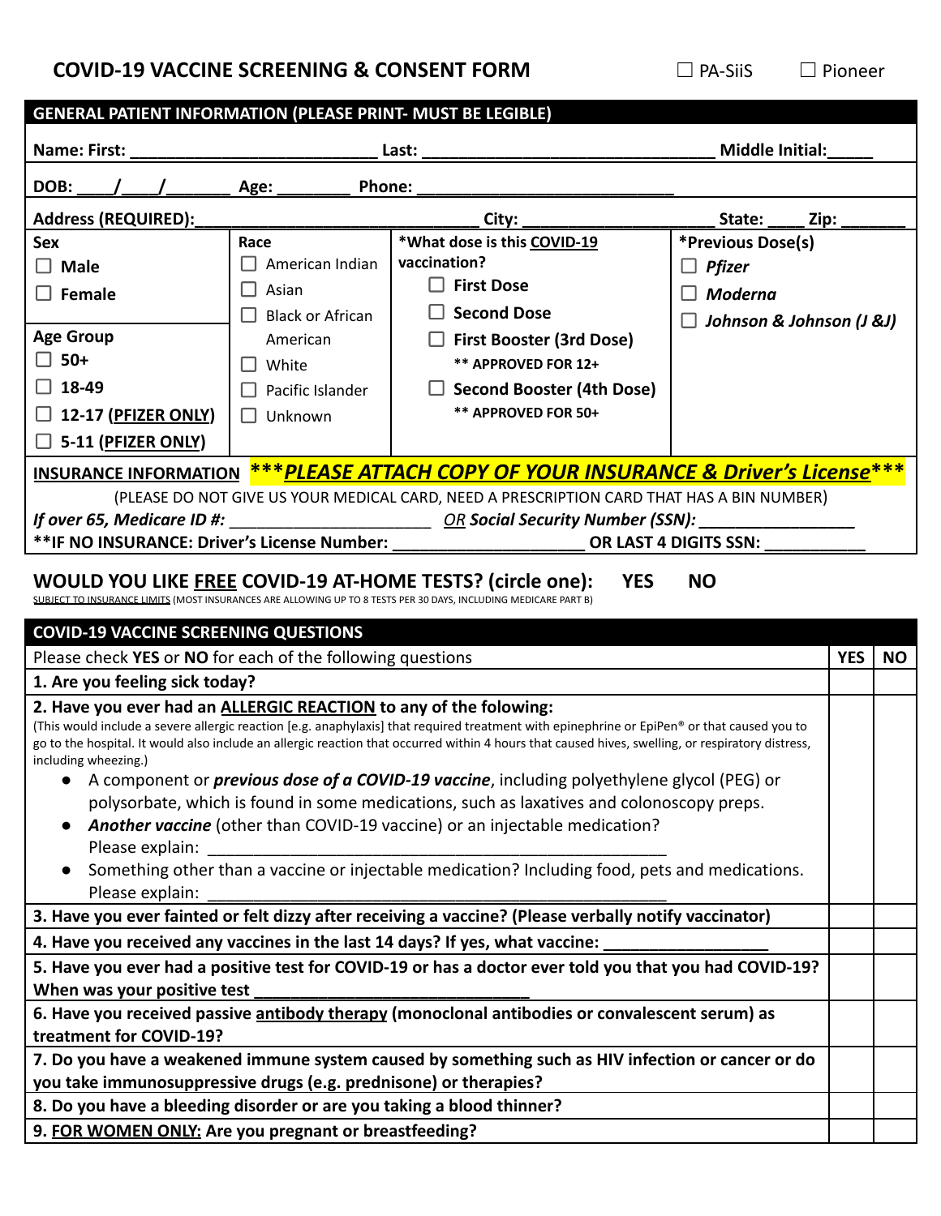# COVID-19 VACCINE SCREENING & CONSENT FORM

☐ PA-SiiS ☐ Pioneer

## GENERAL PATIENT INFORMATION (PLEASE PRINT- MUST BE LEGIBLE)

**Name: First:** ________________________ **Last:** ______________________________ **Middle Initial:**_____

**DOB:** ____/____/_______ **Age:** ________ **Phone:** ____________________________

**Address (REQUIRED):**_____________________________ **City:** ____________________ **State:** ____ **Zip:** _______

| Sex | Race | *What dose is this COVID-19 vaccination? | *Previous Dose(s) |
|---|---|---|---|
| ☐ Male<br>☐ Female<br><br>**Age Group**<br>☐ 50+<br>☐ 18-49<br>☐ 12-17 (PFIZER ONLY)<br>☐ 5-11 (PFIZER ONLY) | ☐ American Indian<br>☐ Asian<br>☐ Black or African American<br>☐ White<br>☐ Pacific Islander<br>☐ Unknown | ☐ First Dose<br>☐ Second Dose<br>☐ First Booster (3rd Dose)<br>** APPROVED FOR 12+<br>☐ Second Booster (4th Dose)<br>** APPROVED FOR 50+ | ☐ *Pfizer*<br>☐ *Moderna*<br>☐ *Johnson & Johnson (J &J)* |

**INSURANCE INFORMATION** ***PLEASE ATTACH COPY OF YOUR INSURANCE & Driver's License***

(PLEASE DO NOT GIVE US YOUR MEDICAL CARD, NEED A PRESCRIPTION CARD THAT HAS A BIN NUMBER)

***If over 65, Medicare ID #:*** ______________________ ***OR Social Security Number (SSN):*** ________________

****IF NO INSURANCE: Driver's License Number:** _____________________ **OR LAST 4 DIGITS SSN:** ___________

## WOULD YOU LIKE FREE COVID-19 AT-HOME TESTS? (circle one): YES NO

SUBJECT TO INSURANCE LIMITS (MOST INSURANCES ARE ALLOWING UP TO 8 TESTS PER 30 DAYS, INCLUDING MEDICARE PART B)

## COVID-19 VACCINE SCREENING QUESTIONS

| Please check **YES** or **NO** for each of the following questions | YES | NO |
|---|---|---|
| **1. Are you feeling sick today?** | | |
| **2. Have you ever had an ALLERGIC REACTION to any of the folowing:**<br>(This would include a severe allergic reaction [e.g. anaphylaxis] that required treatment with epinephrine or EpiPen® or that caused you to go to the hospital. It would also include an allergic reaction that occurred within 4 hours that caused hives, swelling, or respiratory distress, including wheezing.)<br>• A component or ***previous dose of a COVID-19 vaccine***, including polyethylene glycol (PEG) or polysorbate, which is found in some medications, such as laxatives and colonoscopy preps.<br>• ***Another vaccine*** (other than COVID-19 vaccine) or an injectable medication? Please explain: ____________________________________________________<br>• Something other than a vaccine or injectable medication? Including food, pets and medications. Please explain: ____________________________________________________ | | |
| **3. Have you ever fainted or felt dizzy after receiving a vaccine? (Please verbally notify vaccinator)** | | |
| **4. Have you received any vaccines in the last 14 days? If yes, what vaccine:** _________________ | | |
| **5. Have you ever had a positive test for COVID-19 or has a doctor ever told you that you had COVID-19? When was your positive test** ______________________________ | | |
| **6. Have you received passive antibody therapy (monoclonal antibodies or convalescent serum) as treatment for COVID-19?** | | |
| **7. Do you have a weakened immune system caused by something such as HIV infection or cancer or do you take immunosuppressive drugs (e.g. prednisone) or therapies?** | | |
| **8. Do you have a bleeding disorder or are you taking a blood thinner?** | | |
| **9. FOR WOMEN ONLY: Are you pregnant or breastfeeding?** | | |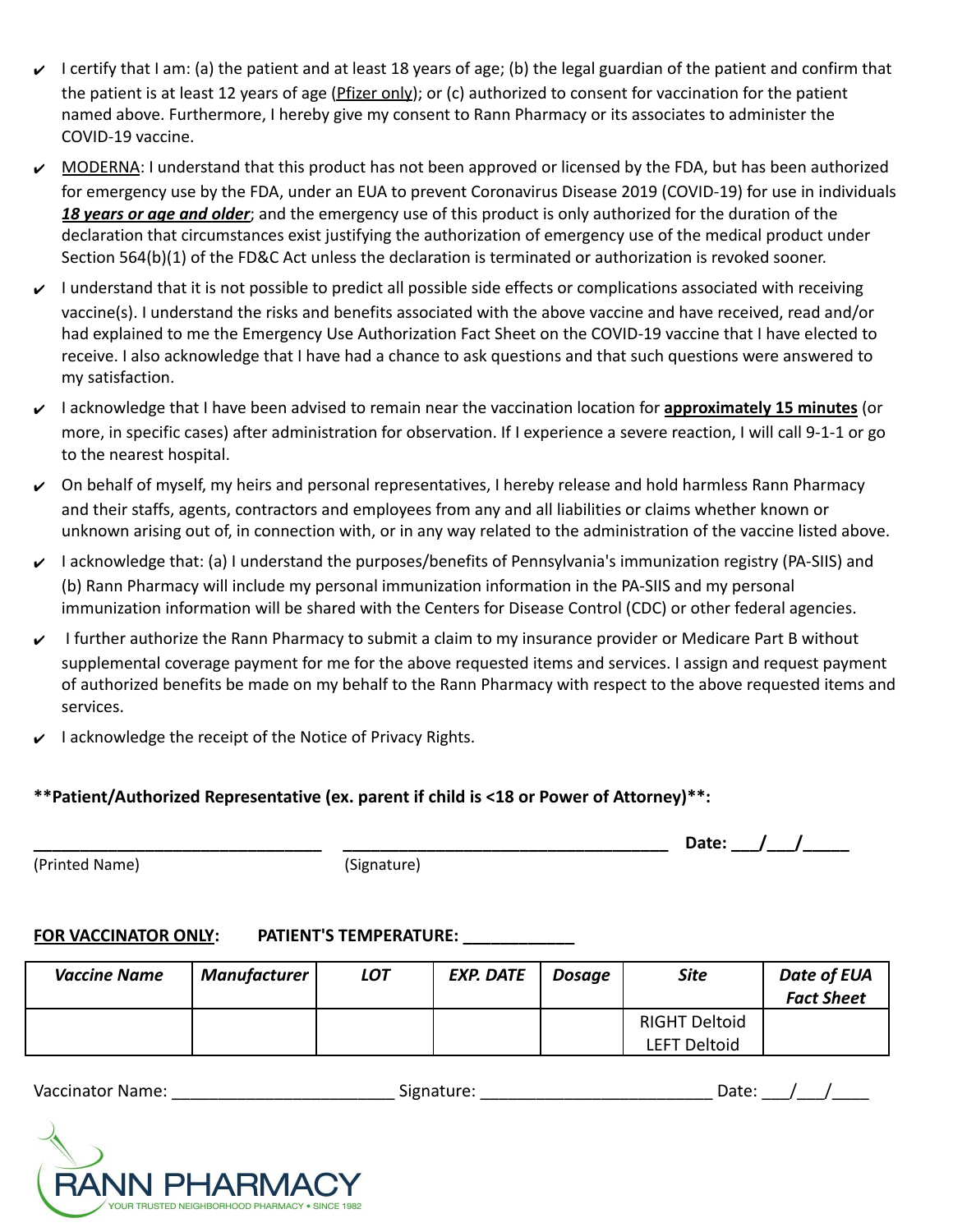- ✔ I certify that I am: (a) the patient and at least 18 years of age; (b) the legal guardian of the patient and confirm that the patient is at least 12 years of age (Pfizer only); or (c) authorized to consent for vaccination for the patient named above. Furthermore, I hereby give my consent to Rann Pharmacy or its associates to administer the COVID-19 vaccine.
- ✔ MODERNA: I understand that this product has not been approved or licensed by the FDA, but has been authorized for emergency use by the FDA, under an EUA to prevent Coronavirus Disease 2019 (COVID-19) for use in individuals ***18 years or age and older***; and the emergency use of this product is only authorized for the duration of the declaration that circumstances exist justifying the authorization of emergency use of the medical product under Section 564(b)(1) of the FD&C Act unless the declaration is terminated or authorization is revoked sooner.
- ✔ I understand that it is not possible to predict all possible side effects or complications associated with receiving vaccine(s). I understand the risks and benefits associated with the above vaccine and have received, read and/or had explained to me the Emergency Use Authorization Fact Sheet on the COVID-19 vaccine that I have elected to receive. I also acknowledge that I have had a chance to ask questions and that such questions were answered to my satisfaction.
- ✔ I acknowledge that I have been advised to remain near the vaccination location for **approximately 15 minutes** (or more, in specific cases) after administration for observation. If I experience a severe reaction, I will call 9-1-1 or go to the nearest hospital.
- ✔ On behalf of myself, my heirs and personal representatives, I hereby release and hold harmless Rann Pharmacy and their staffs, agents, contractors and employees from any and all liabilities or claims whether known or unknown arising out of, in connection with, or in any way related to the administration of the vaccine listed above.
- ✔ I acknowledge that: (a) I understand the purposes/benefits of Pennsylvania's immunization registry (PA-SIIS) and (b) Rann Pharmacy will include my personal immunization information in the PA-SIIS and my personal immunization information will be shared with the Centers for Disease Control (CDC) or other federal agencies.
- ✔ I further authorize the Rann Pharmacy to submit a claim to my insurance provider or Medicare Part B without supplemental coverage payment for me for the above requested items and services. I assign and request payment of authorized benefits be made on my behalf to the Rann Pharmacy with respect to the above requested items and services.
- ✔ I acknowledge the receipt of the Notice of Privacy Rights.

****Patient/Authorized Representative (ex. parent if child is <18 or Power of Attorney)**:**

______________________________ ______________________________ **Date: ___/___/_____**

(Printed Name) (Signature)

**FOR VACCINATOR ONLY:** **PATIENT'S TEMPERATURE: ____________**

| *Vaccine Name* | *Manufacturer* | *LOT* | *EXP. DATE* | *Dosage* | *Site* | *Date of EUA Fact Sheet* |
|---|---|---|---|---|---|---|
| | | | | | RIGHT Deltoid<br>LEFT Deltoid | |

Vaccinator Name: ________________________ Signature: ________________________ Date: ___/___/____

RANN PHARMACY
YOUR TRUSTED NEIGHBORHOOD PHARMACY • SINCE 1982